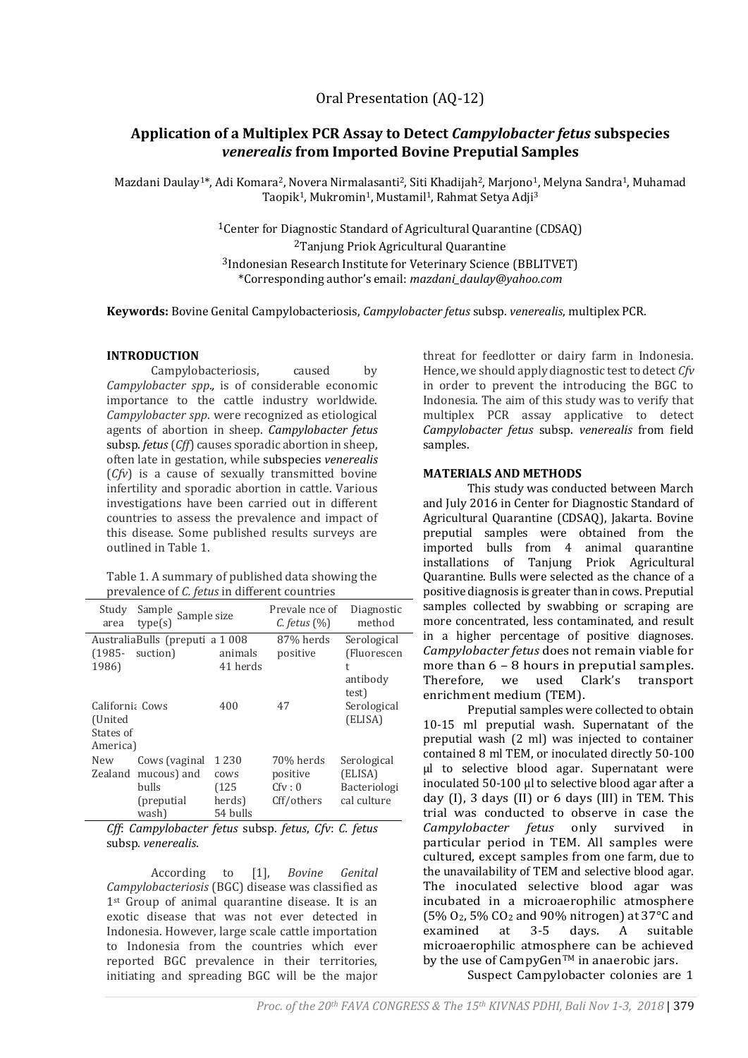Oral Presentation (AQ-12)

# Application of a Multiplex PCR Assay to Detect *Campylobacter fetus* subspecies *venerealis* from Imported Bovine Preputial Samples

Mazdani Daulay[1]*, Adi Komara[2], Novera Nirmalasanti[2], Siti Khadijah[2], Marjono[1], Melyna Sandra[1], Muhamad Taopik[1], Mukromin[1], Mustamil[1], Rahmat Setya Adji[3]

[1]Center for Diagnostic Standard of Agricultural Quarantine (CDSAQ)
[2]Tanjung Priok Agricultural Quarantine
[3]Indonesian Research Institute for Veterinary Science (BBLITVET)
*Corresponding author's email: *mazdani_daulay@yahoo.com*

**Keywords:** Bovine Genital Campylobacteriosis, *Campylobacter fetus* subsp. *venerealis*, multiplex PCR.

## INTRODUCTION

Campylobacteriosis, caused by *Campylobacter spp.,* is of considerable economic importance to the cattle industry worldwide. *Campylobacter spp*. were recognized as etiological agents of abortion in sheep. *Campylobacter fetus* subsp. *fetus* (*Cff*) causes sporadic abortion in sheep, often late in gestation, while subspecies *venerealis* (*Cfv*) is a cause of sexually transmitted bovine infertility and sporadic abortion in cattle. Various investigations have been carried out in different countries to assess the prevalence and impact of this disease. Some published results surveys are outlined in Table 1.

Table 1. A summary of published data showing the prevalence of *C. fetus* in different countries

| Study area | Sample type(s) | Sample size | Prevale nce of *C. fetus* (%) | Diagnostic method |
|---|---|---|---|---|
| Australia (1985-1986) | Bulls (preputial suction) | 1 008 animals 41 herds | 87% herds positive | Serological (Fluorescent antibody test) |
| California (United States of America) | Cows | 400 | 47 | Serological (ELISA) |
| New Zealand | Cows (vaginal mucous) and bulls (preputial wash) | 1 230 cows (125 herds) 54 bulls | 70% herds positive Cfv : 0 Cff/others | Serological (ELISA) Bacteriological culture |

*Cff*: *Campylobacter fetus* subsp. *fetus*, *Cfv*: *C. fetus* subsp. *venerealis*.

According to [1], *Bovine Genital Campylobacteriosis* (BGC) disease was classified as 1st Group of animal quarantine disease. It is an exotic disease that was not ever detected in Indonesia. However, large scale cattle importation to Indonesia from the countries which ever reported BGC prevalence in their territories, initiating and spreading BGC will be the major threat for feedlotter or dairy farm in Indonesia. Hence, we should apply diagnostic test to detect *Cfv* in order to prevent the introducing the BGC to Indonesia. The aim of this study was to verify that multiplex PCR assay applicative to detect *Campylobacter fetus* subsp. *venerealis* from field samples.

## MATERIALS AND METHODS

This study was conducted between March and July 2016 in Center for Diagnostic Standard of Agricultural Quarantine (CDSAQ), Jakarta. Bovine preputial samples were obtained from the imported bulls from 4 animal quarantine installations of Tanjung Priok Agricultural Quarantine. Bulls were selected as the chance of a positive diagnosis is greater than in cows. Preputial samples collected by swabbing or scraping are more concentrated, less contaminated, and result in a higher percentage of positive diagnoses. *Campylobacter fetus* does not remain viable for more than 6 – 8 hours in preputial samples. Therefore, we used Clark's transport enrichment medium (TEM).

Preputial samples were collected to obtain 10-15 ml preputial wash. Supernatant of the preputial wash (2 ml) was injected to container contained 8 ml TEM, or inoculated directly 50-100 µl to selective blood agar. Supernatant were inoculated 50-100 µl to selective blood agar after a day (I), 3 days (II) or 6 days (III) in TEM. This trial was conducted to observe in case the *Campylobacter fetus* only survived in particular period in TEM. All samples were cultured, except samples from one farm, due to the unavailability of TEM and selective blood agar. The inoculated selective blood agar was incubated in a microaerophilic atmosphere (5% $O_2$, 5% $CO_2$ and 90% nitrogen) at 37°C and examined at 3-5 days. A suitable microaerophilic atmosphere can be achieved by the use of CampyGen™ in anaerobic jars.

Suspect Campylobacter colonies are 1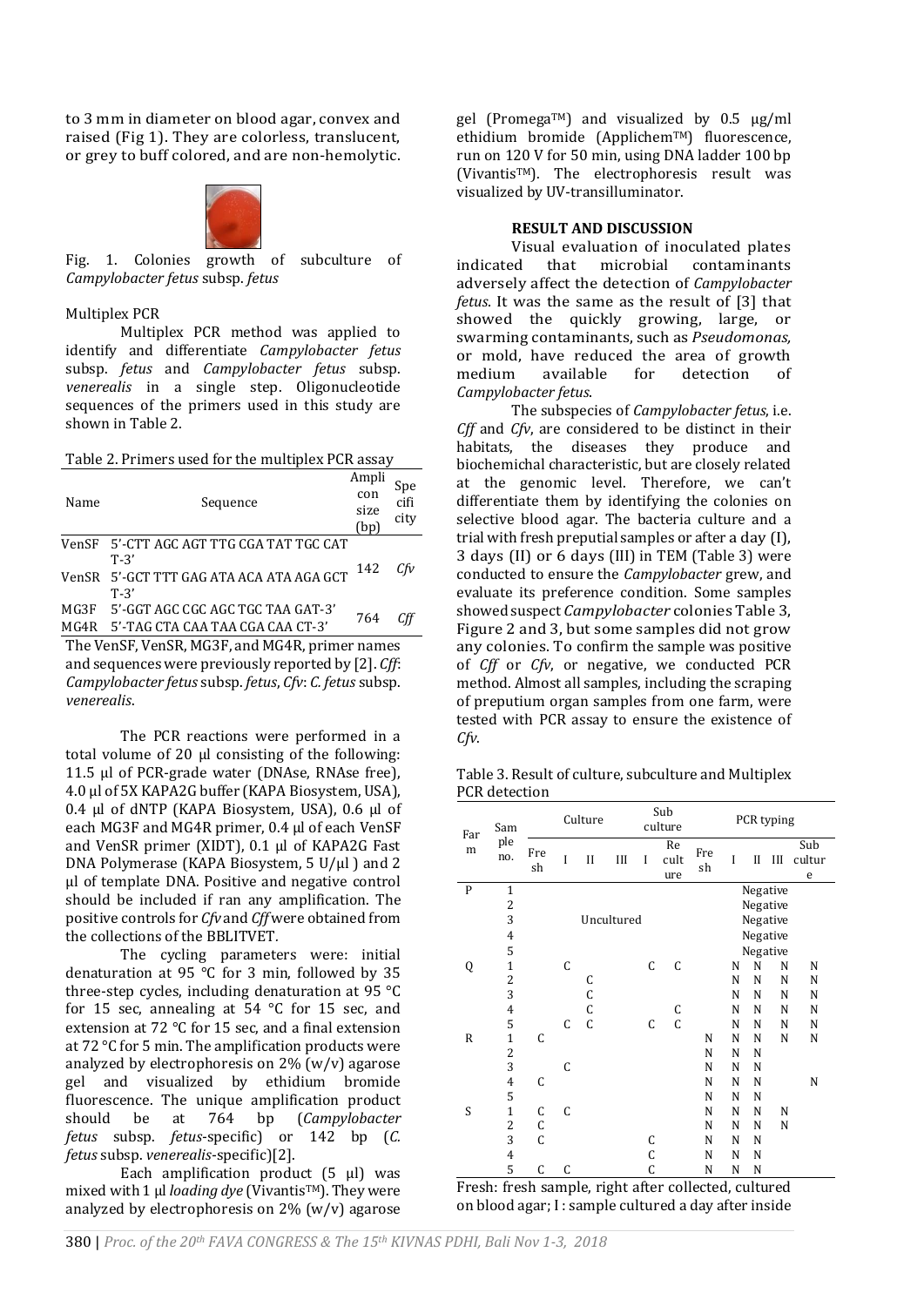to 3 mm in diameter on blood agar, convex and raised (Fig 1). They are colorless, translucent, or grey to buff colored, and are non-hemolytic.

Fig. 1. Colonies growth of subculture of *Campylobacter fetus* subsp. *fetus*

Multiplex PCR

Multiplex PCR method was applied to identify and differentiate *Campylobacter fetus* subsp. *fetus* and *Campylobacter fetus* subsp. *venerealis* in a single step. Oligonucleotide sequences of the primers used in this study are shown in Table 2.

Table 2. Primers used for the multiplex PCR assay

| Name | Sequence | Amplicon size (bp) | Specificity |
|---|---|---|---|
| VenSF | 5'-CTT AGC AGT TTG CGA TAT TGC CAT T-3' | 142 | *Cfv* |
| VenSR | 5'-GCT TTT GAG ATA ACA ATA AGA GCT T-3' | | |
| MG3F | 5'-GGT AGC CGC AGC TGC TAA GAT-3' | 764 | *Cff* |
| MG4R | 5'-TAG CTA CAA TAA CGA CAA CT-3' | | |

The VenSF, VenSR, MG3F, and MG4R, primer names and sequences were previously reported by [2]. *Cff*: *Campylobacter fetus* subsp. *fetus*, *Cfv*: *C. fetus* subsp. *venerealis*.

The PCR reactions were performed in a total volume of 20 µl consisting of the following: 11.5 µl of PCR-grade water (DNAse, RNAse free), 4.0 µl of 5X KAPA2G buffer (KAPA Biosystem, USA), 0.4 µl of dNTP (KAPA Biosystem, USA), 0.6 µl of each MG3F and MG4R primer, 0.4 µl of each VenSF and VenSR primer (XIDT), 0.1 µl of KAPA2G Fast DNA Polymerase (KAPA Biosystem, 5 U/µl ) and 2 µl of template DNA. Positive and negative control should be included if ran any amplification. The positive controls for *Cfv* and *Cff* were obtained from the collections of the BBLITVET.

The cycling parameters were: initial denaturation at 95 °C for 3 min, followed by 35 three-step cycles, including denaturation at 95 °C for 15 sec, annealing at 54 °C for 15 sec, and extension at 72 °C for 15 sec, and a final extension at 72 °C for 5 min. The amplification products were analyzed by electrophoresis on 2% (w/v) agarose gel and visualized by ethidium bromide fluorescence. The unique amplification product should be at 764 bp (*Campylobacter fetus* subsp. *fetus*-specific) or 142 bp (*C. fetus* subsp. *venerealis*-specific)[2].

Each amplification product (5 µl) was mixed with 1 µl *loading dye* (Vivantis™). They were analyzed by electrophoresis on 2% (w/v) agarose gel (Promega™) and visualized by 0.5 µg/ml ethidium bromide (Applichem™) fluorescence, run on 120 V for 50 min, using DNA ladder 100 bp (Vivantis™). The electrophoresis result was visualized by UV-transilluminator.

## RESULT AND DISCUSSION

Visual evaluation of inoculated plates indicated that microbial contaminants adversely affect the detection of *Campylobacter fetus*. It was the same as the result of [3] that showed the quickly growing, large, or swarming contaminants, such as *Pseudomonas,* or mold, have reduced the area of growth medium available for detection of *Campylobacter fetus*.

The subspecies of *Campylobacter fetus*, i.e. *Cff* and *Cfv*, are considered to be distinct in their habitats, the diseases they produce and biochemichal characteristic, but are closely related at the genomic level. Therefore, we can't differentiate them by identifying the colonies on selective blood agar. The bacteria culture and a trial with fresh preputial samples or after a day (I), 3 days (II) or 6 days (III) in TEM (Table 3) were conducted to ensure the *Campylobacter* grew, and evaluate its preference condition. Some samples showed suspect *Campylobacter* colonies Table 3, Figure 2 and 3, but some samples did not grow any colonies. To confirm the sample was positive of *Cff* or *Cfv*, or negative, we conducted PCR method. Almost all samples, including the scraping of preputium organ samples from one farm, were tested with PCR assay to ensure the existence of *Cfv*.

Table 3. Result of culture, subculture and Multiplex PCR detection

| Farm | Sample no. | Culture | | | | Sub culture | | PCR typing | | | | |
|---|---|---|---|---|---|---|---|---|---|---|---|---|
| | | Fresh | I | II | III | I | Reculture | Fresh | I | II | III | Subculture |
| P | 1 | | | | | | | Negative | | | | |
| | 2 | | | | | | | Negative | | | | |
| | 3 | Uncultured | | | | | | Negative | | | | |
| | 4 | | | | | | | Negative | | | | |
| | 5 | | | | | | | Negative | | | | |
| Q | 1 | | C | | | C | C | | N | N | N | N |
| | 2 | | | C | | | | | N | N | N | N |
| | 3 | | | C | | | | | N | N | N | N |
| | 4 | | | C | | | C | | N | N | N | N |
| | 5 | | C | C | | C | C | | N | N | N | N |
| R | 1 | C | | | | | | N | N | N | N | N |
| | 2 | | | | | | | N | N | N | | |
| | 3 | | C | | | | | N | N | N | | |
| | 4 | C | | | | | | N | N | N | | N |
| | 5 | | | | | | | N | N | N | | |
| S | 1 | C | C | | | | | N | N | N | N | |
| | 2 | C | | | | | | N | N | N | N | |
| | 3 | C | | | | C | | N | N | N | | |
| | 4 | | | | | C | | N | N | N | | |
| | 5 | C | C | | | C | | N | N | N | | |

Fresh: fresh sample, right after collected, cultured on blood agar; I : sample cultured a day after inside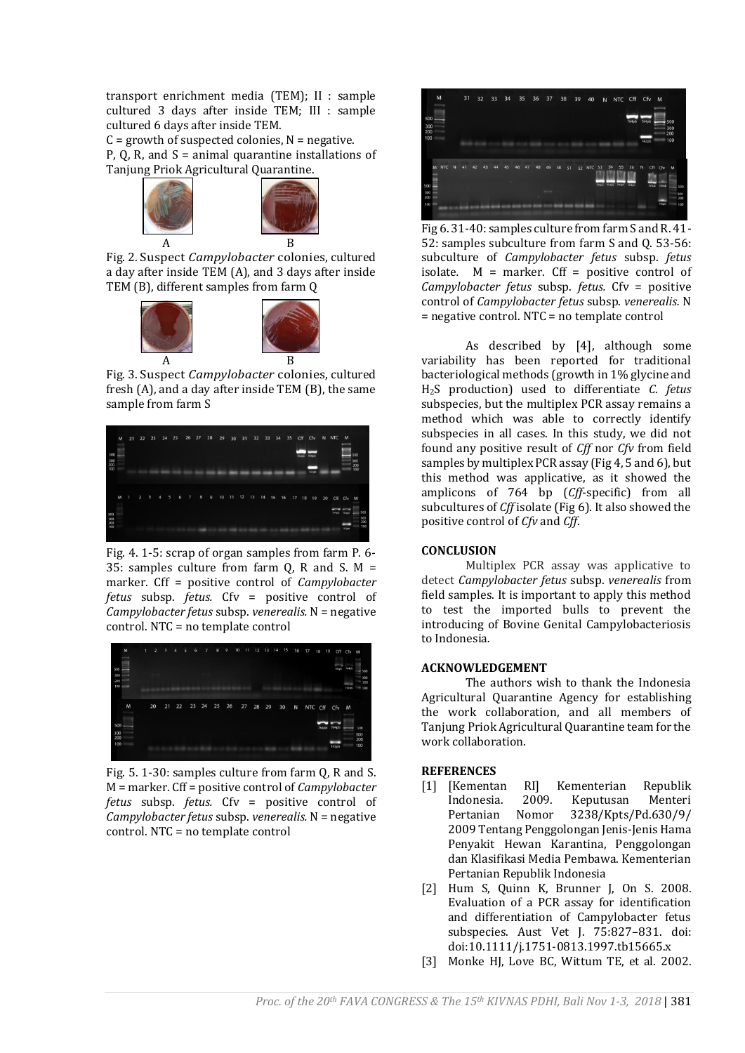transport enrichment media (TEM); II : sample cultured 3 days after inside TEM; III : sample cultured 6 days after inside TEM.
C = growth of suspected colonies, N = negative.
P, Q, R, and S = animal quarantine installations of Tanjung Priok Agricultural Quarantine.

A B

Fig. 2. Suspect *Campylobacter* colonies, cultured a day after inside TEM (A), and 3 days after inside TEM (B), different samples from farm Q

A B

Fig. 3. Suspect *Campylobacter* colonies, cultured fresh (A), and a day after inside TEM (B), the same sample from farm S

Fig. 4. 1-5: scrap of organ samples from farm P. 6-35: samples culture from farm Q, R and S. M = marker. Cff = positive control of *Campylobacter fetus* subsp. *fetus.* Cfv = positive control of *Campylobacter fetus* subsp. *venerealis.* N = negative control. NTC = no template control

Fig. 5. 1-30: samples culture from farm Q, R and S. M = marker. Cff = positive control of *Campylobacter fetus* subsp. *fetus.* Cfv = positive control of *Campylobacter fetus* subsp. *venerealis.* N = negative control. NTC = no template control

Fig 6. 31-40: samples culture from farm S and R. 41-52: samples subculture from farm S and Q. 53-56: subculture of *Campylobacter fetus* subsp. *fetus* isolate. M = marker. Cff = positive control of *Campylobacter fetus* subsp. *fetus.* Cfv = positive control of *Campylobacter fetus* subsp. *venerealis.* N = negative control. NTC = no template control

As described by [4], although some variability has been reported for traditional bacteriological methods (growth in 1% glycine and $H_2S$ production) used to differentiate *C. fetus* subspecies, but the multiplex PCR assay remains a method which was able to correctly identify subspecies in all cases. In this study, we did not found any positive result of *Cff* nor *Cfv* from field samples by multiplex PCR assay (Fig 4, 5 and 6), but this method was applicative, as it showed the amplicons of 764 bp (*Cff*-specific) from all subcultures of *Cff* isolate (Fig 6). It also showed the positive control of *Cfv* and *Cff*.

## CONCLUSION

Multiplex PCR assay was applicative to detect *Campylobacter fetus* subsp. *venerealis* from field samples. It is important to apply this method to test the imported bulls to prevent the introducing of Bovine Genital Campylobacteriosis to Indonesia.

## ACKNOWLEDGEMENT

The authors wish to thank the Indonesia Agricultural Quarantine Agency for establishing the work collaboration, and all members of Tanjung Priok Agricultural Quarantine team for the work collaboration.

## REFERENCES

[1] [Kementan RI] Kementerian Republik Indonesia. 2009. Keputusan Menteri Pertanian Nomor 3238/Kpts/Pd.630/9/ 2009 Tentang Penggolongan Jenis-Jenis Hama Penyakit Hewan Karantina, Penggolongan dan Klasifikasi Media Pembawa. Kementerian Pertanian Republik Indonesia

[2] Hum S, Quinn K, Brunner J, On S. 2008. Evaluation of a PCR assay for identification and differentiation of Campylobacter fetus subspecies. Aust Vet J. 75:827–831. doi: doi:10.1111/j.1751-0813.1997.tb15665.x

[3] Monke HJ, Love BC, Wittum TE, et al. 2002.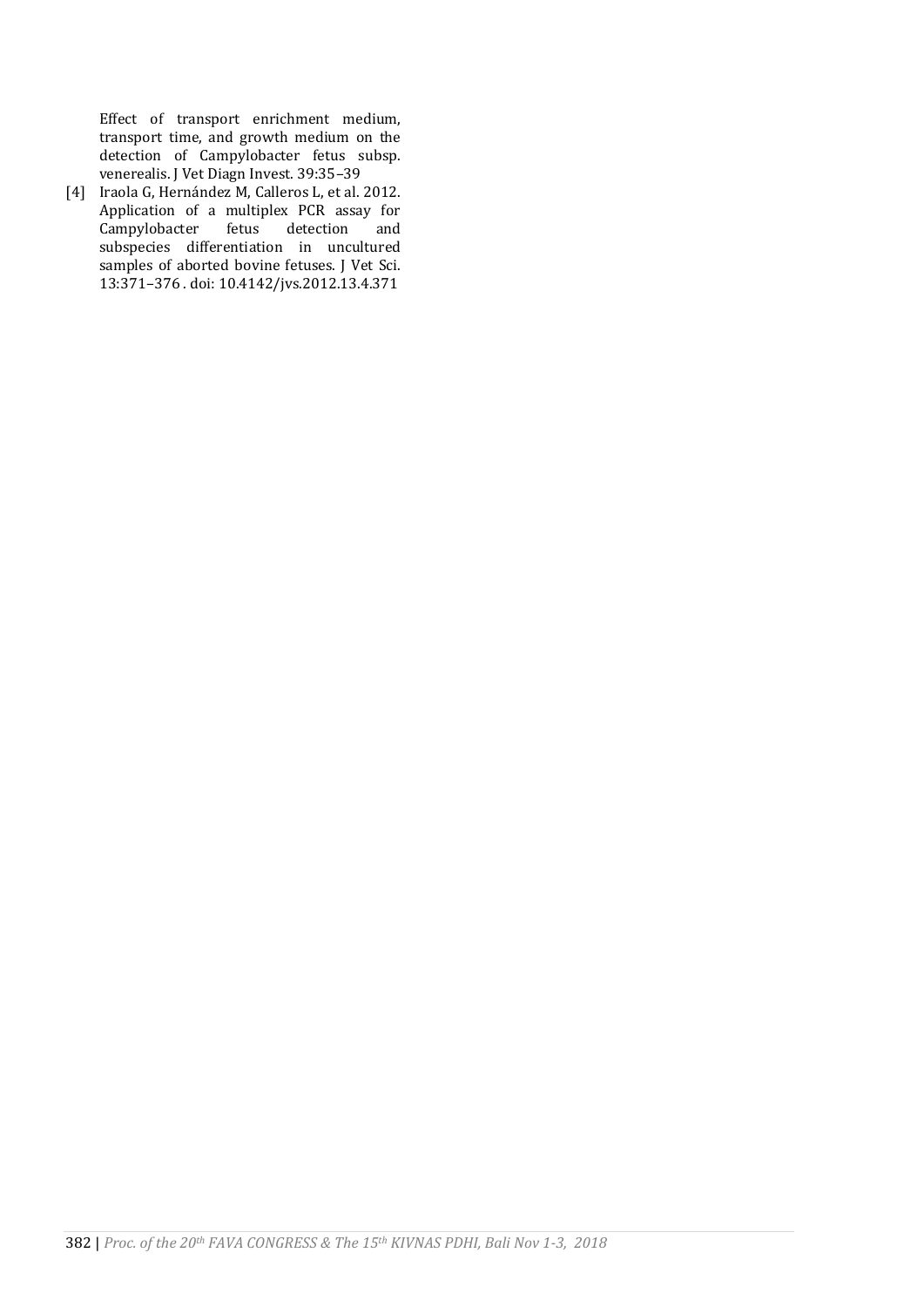Effect of transport enrichment medium, transport time, and growth medium on the detection of Campylobacter fetus subsp. venerealis. J Vet Diagn Invest. 39:35–39

[4] Iraola G, Hernández M, Calleros L, et al. 2012. Application of a multiplex PCR assay for Campylobacter fetus detection and subspecies differentiation in uncultured samples of aborted bovine fetuses. J Vet Sci. 13:371–376 . doi: 10.4142/jvs.2012.13.4.371